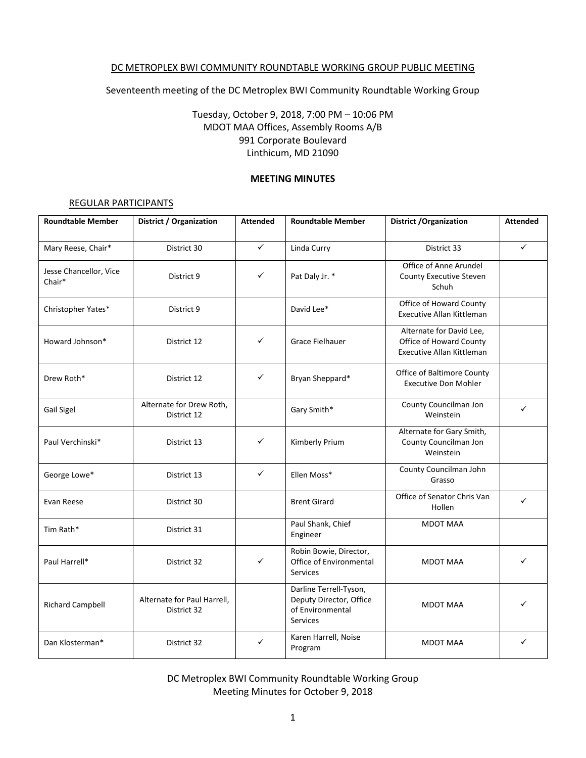DC METROPLEX BWI COMMUNITY ROUNDTABLE WORKING GROUP PUBLIC MEETING

Seventeenth meeting of the DC Metroplex BWI Community Roundtable Working Group

Tuesday, October 9, 2018, 7:00 PM – 10:06 PM
MDOT MAA Offices, Assembly Rooms A/B
991 Corporate Boulevard
Linthicum, MD 21090

**MEETING MINUTES**

REGULAR PARTICIPANTS

| Roundtable Member | District / Organization | Attended | Roundtable Member | District /Organization | Attended |
|---|---|---|---|---|---|
| Mary Reese, Chair* | District 30 | ✓ | Linda Curry | District 33 | ✓ |
| Jesse Chancellor, Vice Chair* | District 9 | ✓ | Pat Daly Jr. * | Office of Anne Arundel County Executive Steven Schuh | |
| Christopher Yates* | District 9 | | David Lee* | Office of Howard County Executive Allan Kittleman | |
| Howard Johnson* | District 12 | ✓ | Grace Fielhauer | Alternate for David Lee, Office of Howard County Executive Allan Kittleman | |
| Drew Roth* | District 12 | ✓ | Bryan Sheppard* | Office of Baltimore County Executive Don Mohler | |
| Gail Sigel | Alternate for Drew Roth, District 12 | | Gary Smith* | County Councilman Jon Weinstein | ✓ |
| Paul Verchinski* | District 13 | ✓ | Kimberly Prium | Alternate for Gary Smith, County Councilman Jon Weinstein | |
| George Lowe* | District 13 | ✓ | Ellen Moss* | County Councilman John Grasso | |
| Evan Reese | District 30 | | Brent Girard | Office of Senator Chris Van Hollen | ✓ |
| Tim Rath* | District 31 | | Paul Shank, Chief Engineer | MDOT MAA | |
| Paul Harrell* | District 32 | ✓ | Robin Bowie, Director, Office of Environmental Services | MDOT MAA | ✓ |
| Richard Campbell | Alternate for Paul Harrell, District 32 | | Darline Terrell-Tyson, Deputy Director, Office of Environmental Services | MDOT MAA | ✓ |
| Dan Klosterman* | District 32 | ✓ | Karen Harrell, Noise Program | MDOT MAA | ✓ |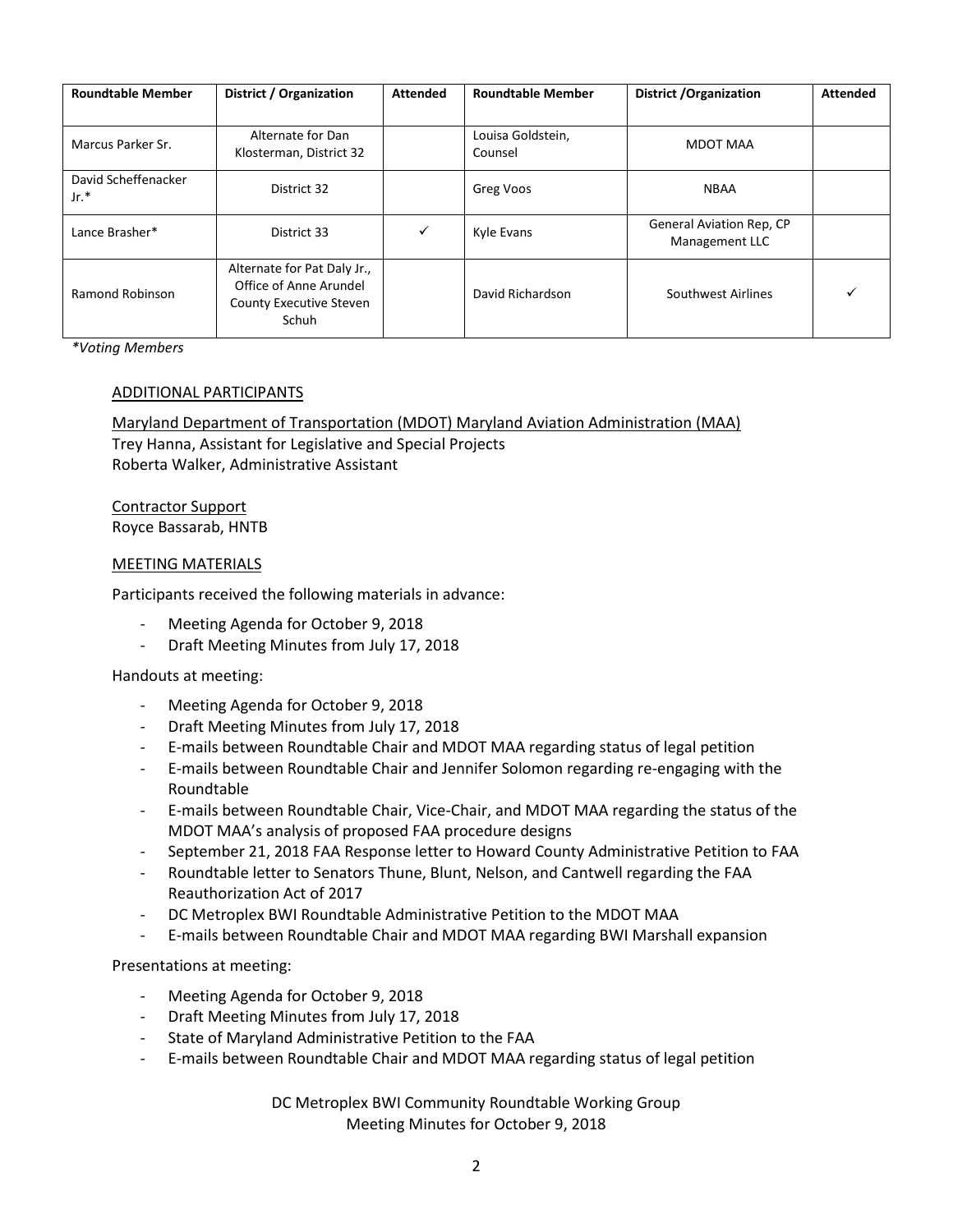| Roundtable Member | District / Organization | Attended | Roundtable Member | District /Organization | Attended |
|---|---|---|---|---|---|
| Marcus Parker Sr. | Alternate for Dan Klosterman, District 32 | | Louisa Goldstein, Counsel | MDOT MAA | |
| David Scheffenacker Jr.* | District 32 | | Greg Voos | NBAA | |
| Lance Brasher* | District 33 | ✓ | Kyle Evans | General Aviation Rep, CP Management LLC | |
| Ramond Robinson | Alternate for Pat Daly Jr., Office of Anne Arundel County Executive Steven Schuh | | David Richardson | Southwest Airlines | ✓ |

*\*Voting Members*

ADDITIONAL PARTICIPANTS

Maryland Department of Transportation (MDOT) Maryland Aviation Administration (MAA)
Trey Hanna, Assistant for Legislative and Special Projects
Roberta Walker, Administrative Assistant

Contractor Support
Royce Bassarab, HNTB

MEETING MATERIALS

Participants received the following materials in advance:

- Meeting Agenda for October 9, 2018
- Draft Meeting Minutes from July 17, 2018

Handouts at meeting:

- Meeting Agenda for October 9, 2018
- Draft Meeting Minutes from July 17, 2018
- E-mails between Roundtable Chair and MDOT MAA regarding status of legal petition
- E-mails between Roundtable Chair and Jennifer Solomon regarding re-engaging with the Roundtable
- E-mails between Roundtable Chair, Vice-Chair, and MDOT MAA regarding the status of the MDOT MAA's analysis of proposed FAA procedure designs
- September 21, 2018 FAA Response letter to Howard County Administrative Petition to FAA
- Roundtable letter to Senators Thune, Blunt, Nelson, and Cantwell regarding the FAA Reauthorization Act of 2017
- DC Metroplex BWI Roundtable Administrative Petition to the MDOT MAA
- E-mails between Roundtable Chair and MDOT MAA regarding BWI Marshall expansion

Presentations at meeting:

- Meeting Agenda for October 9, 2018
- Draft Meeting Minutes from July 17, 2018
- State of Maryland Administrative Petition to the FAA
- E-mails between Roundtable Chair and MDOT MAA regarding status of legal petition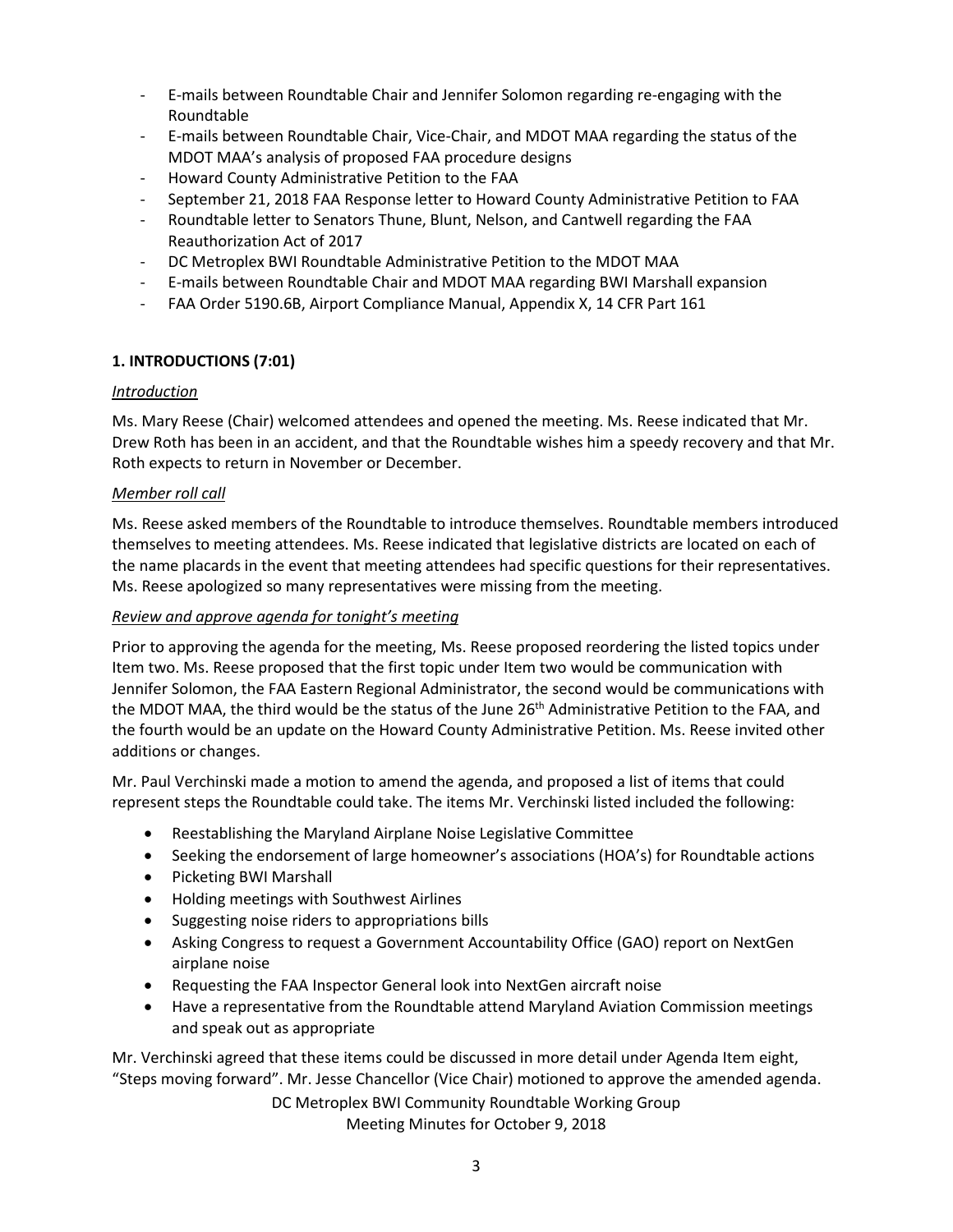- E-mails between Roundtable Chair and Jennifer Solomon regarding re-engaging with the Roundtable
- E-mails between Roundtable Chair, Vice-Chair, and MDOT MAA regarding the status of the MDOT MAA's analysis of proposed FAA procedure designs
- Howard County Administrative Petition to the FAA
- September 21, 2018 FAA Response letter to Howard County Administrative Petition to FAA
- Roundtable letter to Senators Thune, Blunt, Nelson, and Cantwell regarding the FAA Reauthorization Act of 2017
- DC Metroplex BWI Roundtable Administrative Petition to the MDOT MAA
- E-mails between Roundtable Chair and MDOT MAA regarding BWI Marshall expansion
- FAA Order 5190.6B, Airport Compliance Manual, Appendix X, 14 CFR Part 161

## 1. INTRODUCTIONS (7:01)

*Introduction*

Ms. Mary Reese (Chair) welcomed attendees and opened the meeting. Ms. Reese indicated that Mr. Drew Roth has been in an accident, and that the Roundtable wishes him a speedy recovery and that Mr. Roth expects to return in November or December.

*Member roll call*

Ms. Reese asked members of the Roundtable to introduce themselves. Roundtable members introduced themselves to meeting attendees. Ms. Reese indicated that legislative districts are located on each of the name placards in the event that meeting attendees had specific questions for their representatives. Ms. Reese apologized so many representatives were missing from the meeting.

*Review and approve agenda for tonight's meeting*

Prior to approving the agenda for the meeting, Ms. Reese proposed reordering the listed topics under Item two. Ms. Reese proposed that the first topic under Item two would be communication with Jennifer Solomon, the FAA Eastern Regional Administrator, the second would be communications with the MDOT MAA, the third would be the status of the June 26th Administrative Petition to the FAA, and the fourth would be an update on the Howard County Administrative Petition. Ms. Reese invited other additions or changes.

Mr. Paul Verchinski made a motion to amend the agenda, and proposed a list of items that could represent steps the Roundtable could take. The items Mr. Verchinski listed included the following:

- Reestablishing the Maryland Airplane Noise Legislative Committee
- Seeking the endorsement of large homeowner's associations (HOA's) for Roundtable actions
- Picketing BWI Marshall
- Holding meetings with Southwest Airlines
- Suggesting noise riders to appropriations bills
- Asking Congress to request a Government Accountability Office (GAO) report on NextGen airplane noise
- Requesting the FAA Inspector General look into NextGen aircraft noise
- Have a representative from the Roundtable attend Maryland Aviation Commission meetings and speak out as appropriate

Mr. Verchinski agreed that these items could be discussed in more detail under Agenda Item eight, "Steps moving forward". Mr. Jesse Chancellor (Vice Chair) motioned to approve the amended agenda.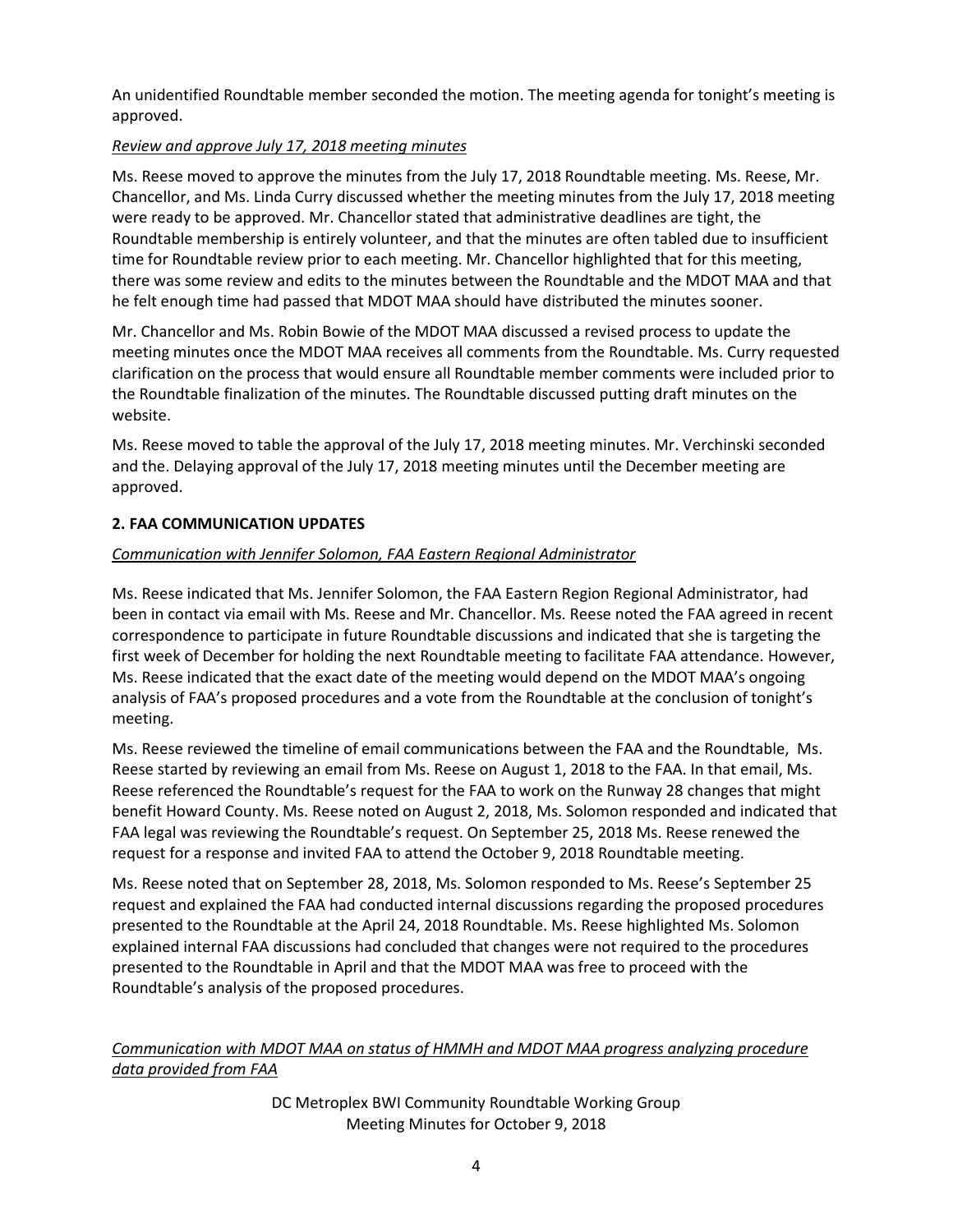An unidentified Roundtable member seconded the motion. The meeting agenda for tonight's meeting is approved.

*Review and approve July 17, 2018 meeting minutes*

Ms. Reese moved to approve the minutes from the July 17, 2018 Roundtable meeting. Ms. Reese, Mr. Chancellor, and Ms. Linda Curry discussed whether the meeting minutes from the July 17, 2018 meeting were ready to be approved. Mr. Chancellor stated that administrative deadlines are tight, the Roundtable membership is entirely volunteer, and that the minutes are often tabled due to insufficient time for Roundtable review prior to each meeting. Mr. Chancellor highlighted that for this meeting, there was some review and edits to the minutes between the Roundtable and the MDOT MAA and that he felt enough time had passed that MDOT MAA should have distributed the minutes sooner.

Mr. Chancellor and Ms. Robin Bowie of the MDOT MAA discussed a revised process to update the meeting minutes once the MDOT MAA receives all comments from the Roundtable. Ms. Curry requested clarification on the process that would ensure all Roundtable member comments were included prior to the Roundtable finalization of the minutes. The Roundtable discussed putting draft minutes on the website.

Ms. Reese moved to table the approval of the July 17, 2018 meeting minutes. Mr. Verchinski seconded and the. Delaying approval of the July 17, 2018 meeting minutes until the December meeting are approved.

## 2. FAA COMMUNICATION UPDATES

*Communication with Jennifer Solomon, FAA Eastern Regional Administrator*

Ms. Reese indicated that Ms. Jennifer Solomon, the FAA Eastern Region Regional Administrator, had been in contact via email with Ms. Reese and Mr. Chancellor. Ms. Reese noted the FAA agreed in recent correspondence to participate in future Roundtable discussions and indicated that she is targeting the first week of December for holding the next Roundtable meeting to facilitate FAA attendance. However, Ms. Reese indicated that the exact date of the meeting would depend on the MDOT MAA's ongoing analysis of FAA's proposed procedures and a vote from the Roundtable at the conclusion of tonight's meeting.

Ms. Reese reviewed the timeline of email communications between the FAA and the Roundtable, Ms. Reese started by reviewing an email from Ms. Reese on August 1, 2018 to the FAA. In that email, Ms. Reese referenced the Roundtable's request for the FAA to work on the Runway 28 changes that might benefit Howard County. Ms. Reese noted on August 2, 2018, Ms. Solomon responded and indicated that FAA legal was reviewing the Roundtable's request. On September 25, 2018 Ms. Reese renewed the request for a response and invited FAA to attend the October 9, 2018 Roundtable meeting.

Ms. Reese noted that on September 28, 2018, Ms. Solomon responded to Ms. Reese's September 25 request and explained the FAA had conducted internal discussions regarding the proposed procedures presented to the Roundtable at the April 24, 2018 Roundtable. Ms. Reese highlighted Ms. Solomon explained internal FAA discussions had concluded that changes were not required to the procedures presented to the Roundtable in April and that the MDOT MAA was free to proceed with the Roundtable's analysis of the proposed procedures.

*Communication with MDOT MAA on status of HMMH and MDOT MAA progress analyzing procedure data provided from FAA*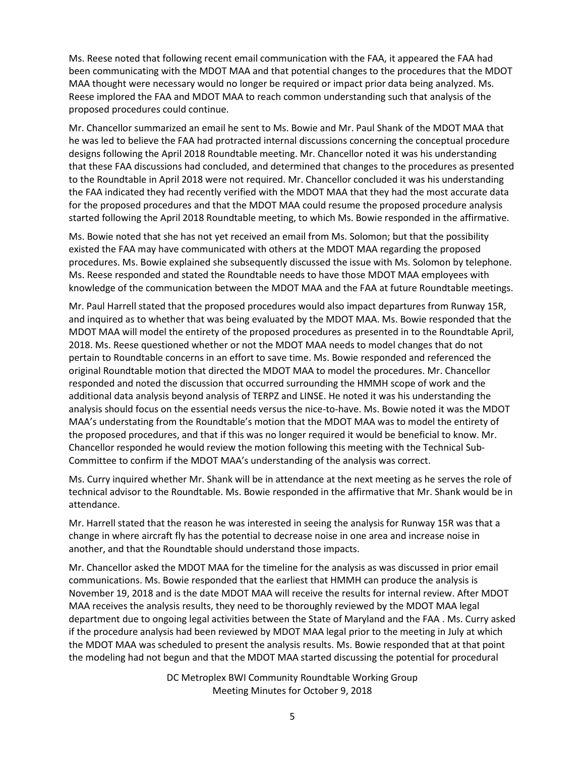Ms. Reese noted that following recent email communication with the FAA, it appeared the FAA had been communicating with the MDOT MAA and that potential changes to the procedures that the MDOT MAA thought were necessary would no longer be required or impact prior data being analyzed. Ms. Reese implored the FAA and MDOT MAA to reach common understanding such that analysis of the proposed procedures could continue.

Mr. Chancellor summarized an email he sent to Ms. Bowie and Mr. Paul Shank of the MDOT MAA that he was led to believe the FAA had protracted internal discussions concerning the conceptual procedure designs following the April 2018 Roundtable meeting. Mr. Chancellor noted it was his understanding that these FAA discussions had concluded, and determined that changes to the procedures as presented to the Roundtable in April 2018 were not required. Mr. Chancellor concluded it was his understanding the FAA indicated they had recently verified with the MDOT MAA that they had the most accurate data for the proposed procedures and that the MDOT MAA could resume the proposed procedure analysis started following the April 2018 Roundtable meeting, to which Ms. Bowie responded in the affirmative.

Ms. Bowie noted that she has not yet received an email from Ms. Solomon; but that the possibility existed the FAA may have communicated with others at the MDOT MAA regarding the proposed procedures. Ms. Bowie explained she subsequently discussed the issue with Ms. Solomon by telephone. Ms. Reese responded and stated the Roundtable needs to have those MDOT MAA employees with knowledge of the communication between the MDOT MAA and the FAA at future Roundtable meetings.

Mr. Paul Harrell stated that the proposed procedures would also impact departures from Runway 15R, and inquired as to whether that was being evaluated by the MDOT MAA. Ms. Bowie responded that the MDOT MAA will model the entirety of the proposed procedures as presented in to the Roundtable April, 2018. Ms. Reese questioned whether or not the MDOT MAA needs to model changes that do not pertain to Roundtable concerns in an effort to save time. Ms. Bowie responded and referenced the original Roundtable motion that directed the MDOT MAA to model the procedures. Mr. Chancellor responded and noted the discussion that occurred surrounding the HMMH scope of work and the additional data analysis beyond analysis of TERPZ and LINSE. He noted it was his understanding the analysis should focus on the essential needs versus the nice-to-have. Ms. Bowie noted it was the MDOT MAA's understating from the Roundtable's motion that the MDOT MAA was to model the entirety of the proposed procedures, and that if this was no longer required it would be beneficial to know. Mr. Chancellor responded he would review the motion following this meeting with the Technical Sub-Committee to confirm if the MDOT MAA's understanding of the analysis was correct.

Ms. Curry inquired whether Mr. Shank will be in attendance at the next meeting as he serves the role of technical advisor to the Roundtable. Ms. Bowie responded in the affirmative that Mr. Shank would be in attendance.

Mr. Harrell stated that the reason he was interested in seeing the analysis for Runway 15R was that a change in where aircraft fly has the potential to decrease noise in one area and increase noise in another, and that the Roundtable should understand those impacts.

Mr. Chancellor asked the MDOT MAA for the timeline for the analysis as was discussed in prior email communications. Ms. Bowie responded that the earliest that HMMH can produce the analysis is November 19, 2018 and is the date MDOT MAA will receive the results for internal review. After MDOT MAA receives the analysis results, they need to be thoroughly reviewed by the MDOT MAA legal department due to ongoing legal activities between the State of Maryland and the FAA . Ms. Curry asked if the procedure analysis had been reviewed by MDOT MAA legal prior to the meeting in July at which the MDOT MAA was scheduled to present the analysis results. Ms. Bowie responded that at that point the modeling had not begun and that the MDOT MAA started discussing the potential for procedural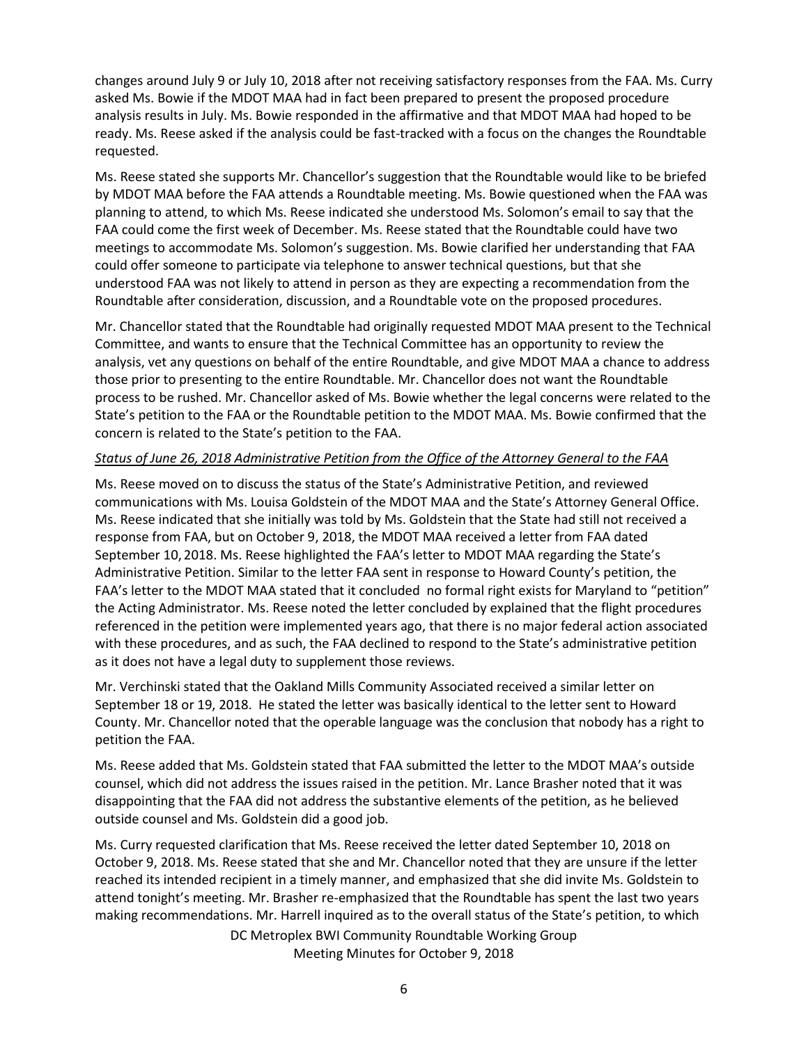changes around July 9 or July 10, 2018 after not receiving satisfactory responses from the FAA. Ms. Curry asked Ms. Bowie if the MDOT MAA had in fact been prepared to present the proposed procedure analysis results in July. Ms. Bowie responded in the affirmative and that MDOT MAA had hoped to be ready. Ms. Reese asked if the analysis could be fast-tracked with a focus on the changes the Roundtable requested.

Ms. Reese stated she supports Mr. Chancellor's suggestion that the Roundtable would like to be briefed by MDOT MAA before the FAA attends a Roundtable meeting. Ms. Bowie questioned when the FAA was planning to attend, to which Ms. Reese indicated she understood Ms. Solomon's email to say that the FAA could come the first week of December. Ms. Reese stated that the Roundtable could have two meetings to accommodate Ms. Solomon's suggestion. Ms. Bowie clarified her understanding that FAA could offer someone to participate via telephone to answer technical questions, but that she understood FAA was not likely to attend in person as they are expecting a recommendation from the Roundtable after consideration, discussion, and a Roundtable vote on the proposed procedures.

Mr. Chancellor stated that the Roundtable had originally requested MDOT MAA present to the Technical Committee, and wants to ensure that the Technical Committee has an opportunity to review the analysis, vet any questions on behalf of the entire Roundtable, and give MDOT MAA a chance to address those prior to presenting to the entire Roundtable. Mr. Chancellor does not want the Roundtable process to be rushed. Mr. Chancellor asked of Ms. Bowie whether the legal concerns were related to the State's petition to the FAA or the Roundtable petition to the MDOT MAA. Ms. Bowie confirmed that the concern is related to the State's petition to the FAA.

*Status of June 26, 2018 Administrative Petition from the Office of the Attorney General to the FAA*

Ms. Reese moved on to discuss the status of the State's Administrative Petition, and reviewed communications with Ms. Louisa Goldstein of the MDOT MAA and the State's Attorney General Office. Ms. Reese indicated that she initially was told by Ms. Goldstein that the State had still not received a response from FAA, but on October 9, 2018, the MDOT MAA received a letter from FAA dated September 10, 2018. Ms. Reese highlighted the FAA's letter to MDOT MAA regarding the State's Administrative Petition. Similar to the letter FAA sent in response to Howard County's petition, the FAA's letter to the MDOT MAA stated that it concluded no formal right exists for Maryland to "petition" the Acting Administrator. Ms. Reese noted the letter concluded by explained that the flight procedures referenced in the petition were implemented years ago, that there is no major federal action associated with these procedures, and as such, the FAA declined to respond to the State's administrative petition as it does not have a legal duty to supplement those reviews.

Mr. Verchinski stated that the Oakland Mills Community Associated received a similar letter on September 18 or 19, 2018. He stated the letter was basically identical to the letter sent to Howard County. Mr. Chancellor noted that the operable language was the conclusion that nobody has a right to petition the FAA.

Ms. Reese added that Ms. Goldstein stated that FAA submitted the letter to the MDOT MAA's outside counsel, which did not address the issues raised in the petition. Mr. Lance Brasher noted that it was disappointing that the FAA did not address the substantive elements of the petition, as he believed outside counsel and Ms. Goldstein did a good job.

Ms. Curry requested clarification that Ms. Reese received the letter dated September 10, 2018 on October 9, 2018. Ms. Reese stated that she and Mr. Chancellor noted that they are unsure if the letter reached its intended recipient in a timely manner, and emphasized that she did invite Ms. Goldstein to attend tonight's meeting. Mr. Brasher re-emphasized that the Roundtable has spent the last two years making recommendations. Mr. Harrell inquired as to the overall status of the State's petition, to which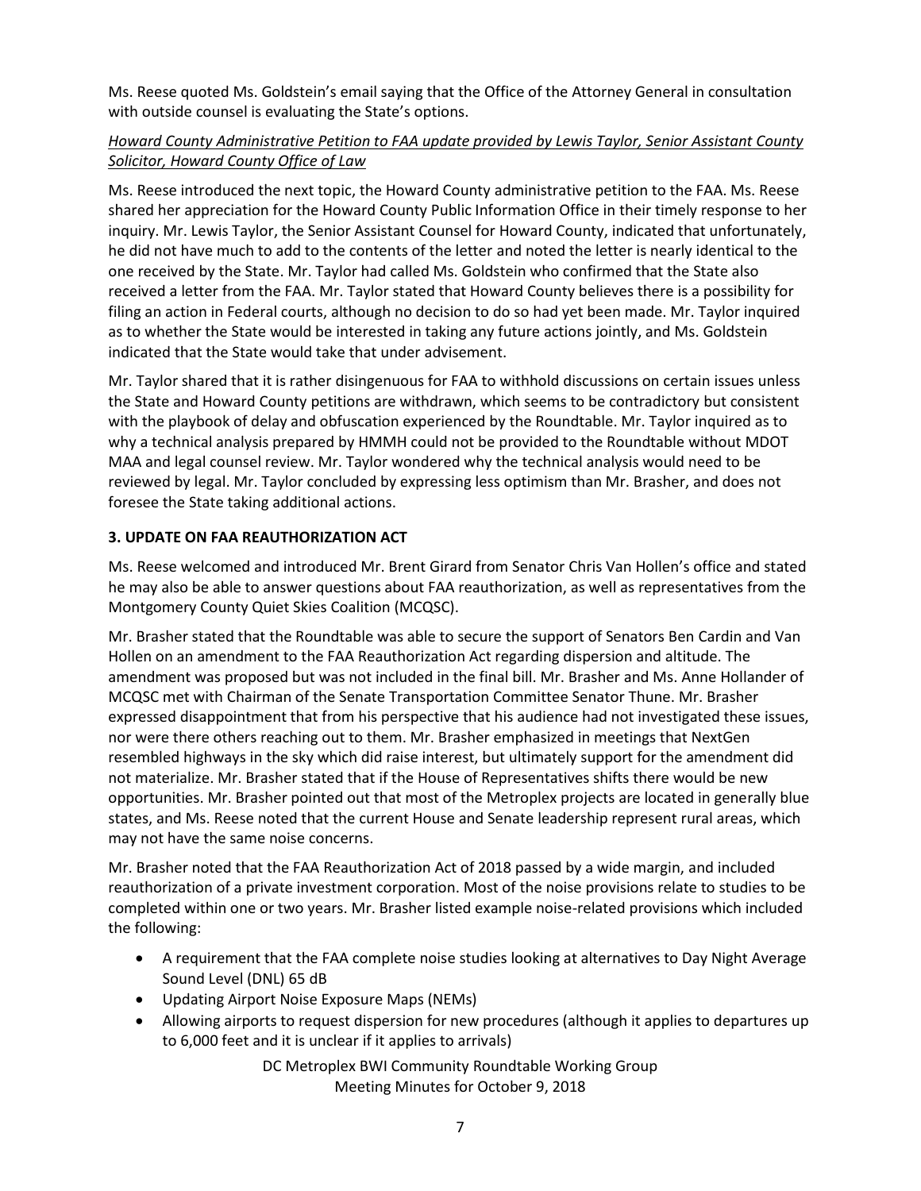Ms. Reese quoted Ms. Goldstein's email saying that the Office of the Attorney General in consultation with outside counsel is evaluating the State's options.

*<u>Howard County Administrative Petition to FAA update provided by Lewis Taylor, Senior Assistant County Solicitor, Howard County Office of Law</u>*

Ms. Reese introduced the next topic, the Howard County administrative petition to the FAA. Ms. Reese shared her appreciation for the Howard County Public Information Office in their timely response to her inquiry. Mr. Lewis Taylor, the Senior Assistant Counsel for Howard County, indicated that unfortunately, he did not have much to add to the contents of the letter and noted the letter is nearly identical to the one received by the State. Mr. Taylor had called Ms. Goldstein who confirmed that the State also received a letter from the FAA. Mr. Taylor stated that Howard County believes there is a possibility for filing an action in Federal courts, although no decision to do so had yet been made. Mr. Taylor inquired as to whether the State would be interested in taking any future actions jointly, and Ms. Goldstein indicated that the State would take that under advisement.

Mr. Taylor shared that it is rather disingenuous for FAA to withhold discussions on certain issues unless the State and Howard County petitions are withdrawn, which seems to be contradictory but consistent with the playbook of delay and obfuscation experienced by the Roundtable. Mr. Taylor inquired as to why a technical analysis prepared by HMMH could not be provided to the Roundtable without MDOT MAA and legal counsel review. Mr. Taylor wondered why the technical analysis would need to be reviewed by legal. Mr. Taylor concluded by expressing less optimism than Mr. Brasher, and does not foresee the State taking additional actions.

## 3. UPDATE ON FAA REAUTHORIZATION ACT

Ms. Reese welcomed and introduced Mr. Brent Girard from Senator Chris Van Hollen's office and stated he may also be able to answer questions about FAA reauthorization, as well as representatives from the Montgomery County Quiet Skies Coalition (MCQSC).

Mr. Brasher stated that the Roundtable was able to secure the support of Senators Ben Cardin and Van Hollen on an amendment to the FAA Reauthorization Act regarding dispersion and altitude. The amendment was proposed but was not included in the final bill. Mr. Brasher and Ms. Anne Hollander of MCQSC met with Chairman of the Senate Transportation Committee Senator Thune. Mr. Brasher expressed disappointment that from his perspective that his audience had not investigated these issues, nor were there others reaching out to them. Mr. Brasher emphasized in meetings that NextGen resembled highways in the sky which did raise interest, but ultimately support for the amendment did not materialize. Mr. Brasher stated that if the House of Representatives shifts there would be new opportunities. Mr. Brasher pointed out that most of the Metroplex projects are located in generally blue states, and Ms. Reese noted that the current House and Senate leadership represent rural areas, which may not have the same noise concerns.

Mr. Brasher noted that the FAA Reauthorization Act of 2018 passed by a wide margin, and included reauthorization of a private investment corporation. Most of the noise provisions relate to studies to be completed within one or two years. Mr. Brasher listed example noise-related provisions which included the following:

- A requirement that the FAA complete noise studies looking at alternatives to Day Night Average Sound Level (DNL) 65 dB
- Updating Airport Noise Exposure Maps (NEMs)
- Allowing airports to request dispersion for new procedures (although it applies to departures up to 6,000 feet and it is unclear if it applies to arrivals)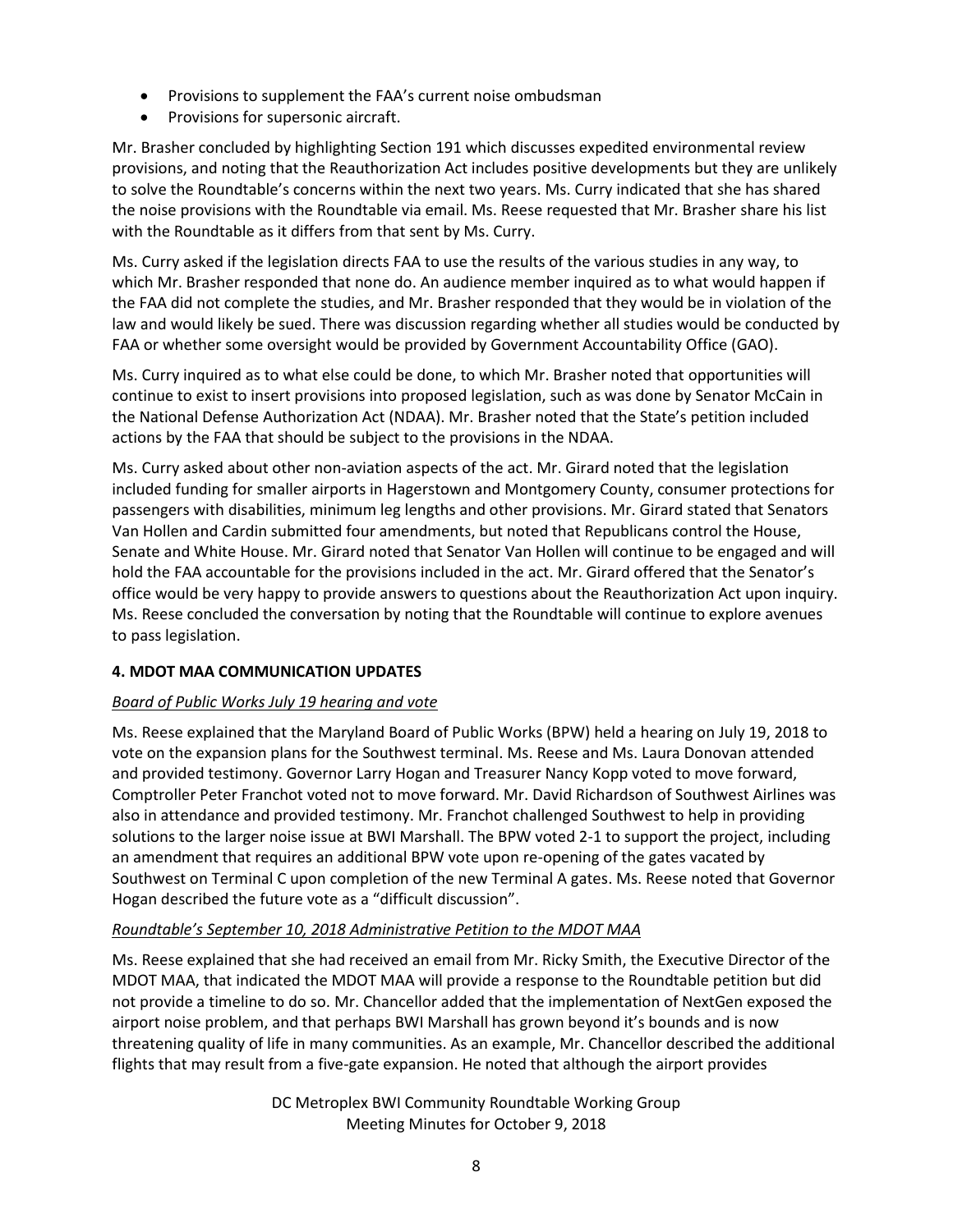- Provisions to supplement the FAA's current noise ombudsman
- Provisions for supersonic aircraft.

Mr. Brasher concluded by highlighting Section 191 which discusses expedited environmental review provisions, and noting that the Reauthorization Act includes positive developments but they are unlikely to solve the Roundtable's concerns within the next two years. Ms. Curry indicated that she has shared the noise provisions with the Roundtable via email. Ms. Reese requested that Mr. Brasher share his list with the Roundtable as it differs from that sent by Ms. Curry.

Ms. Curry asked if the legislation directs FAA to use the results of the various studies in any way, to which Mr. Brasher responded that none do. An audience member inquired as to what would happen if the FAA did not complete the studies, and Mr. Brasher responded that they would be in violation of the law and would likely be sued. There was discussion regarding whether all studies would be conducted by FAA or whether some oversight would be provided by Government Accountability Office (GAO).

Ms. Curry inquired as to what else could be done, to which Mr. Brasher noted that opportunities will continue to exist to insert provisions into proposed legislation, such as was done by Senator McCain in the National Defense Authorization Act (NDAA). Mr. Brasher noted that the State's petition included actions by the FAA that should be subject to the provisions in the NDAA.

Ms. Curry asked about other non-aviation aspects of the act. Mr. Girard noted that the legislation included funding for smaller airports in Hagerstown and Montgomery County, consumer protections for passengers with disabilities, minimum leg lengths and other provisions. Mr. Girard stated that Senators Van Hollen and Cardin submitted four amendments, but noted that Republicans control the House, Senate and White House. Mr. Girard noted that Senator Van Hollen will continue to be engaged and will hold the FAA accountable for the provisions included in the act. Mr. Girard offered that the Senator's office would be very happy to provide answers to questions about the Reauthorization Act upon inquiry. Ms. Reese concluded the conversation by noting that the Roundtable will continue to explore avenues to pass legislation.

**4. MDOT MAA COMMUNICATION UPDATES**

*Board of Public Works July 19 hearing and vote*

Ms. Reese explained that the Maryland Board of Public Works (BPW) held a hearing on July 19, 2018 to vote on the expansion plans for the Southwest terminal. Ms. Reese and Ms. Laura Donovan attended and provided testimony. Governor Larry Hogan and Treasurer Nancy Kopp voted to move forward, Comptroller Peter Franchot voted not to move forward. Mr. David Richardson of Southwest Airlines was also in attendance and provided testimony. Mr. Franchot challenged Southwest to help in providing solutions to the larger noise issue at BWI Marshall. The BPW voted 2-1 to support the project, including an amendment that requires an additional BPW vote upon re-opening of the gates vacated by Southwest on Terminal C upon completion of the new Terminal A gates. Ms. Reese noted that Governor Hogan described the future vote as a "difficult discussion".

*Roundtable's September 10, 2018 Administrative Petition to the MDOT MAA*

Ms. Reese explained that she had received an email from Mr. Ricky Smith, the Executive Director of the MDOT MAA, that indicated the MDOT MAA will provide a response to the Roundtable petition but did not provide a timeline to do so. Mr. Chancellor added that the implementation of NextGen exposed the airport noise problem, and that perhaps BWI Marshall has grown beyond it's bounds and is now threatening quality of life in many communities. As an example, Mr. Chancellor described the additional flights that may result from a five-gate expansion. He noted that although the airport provides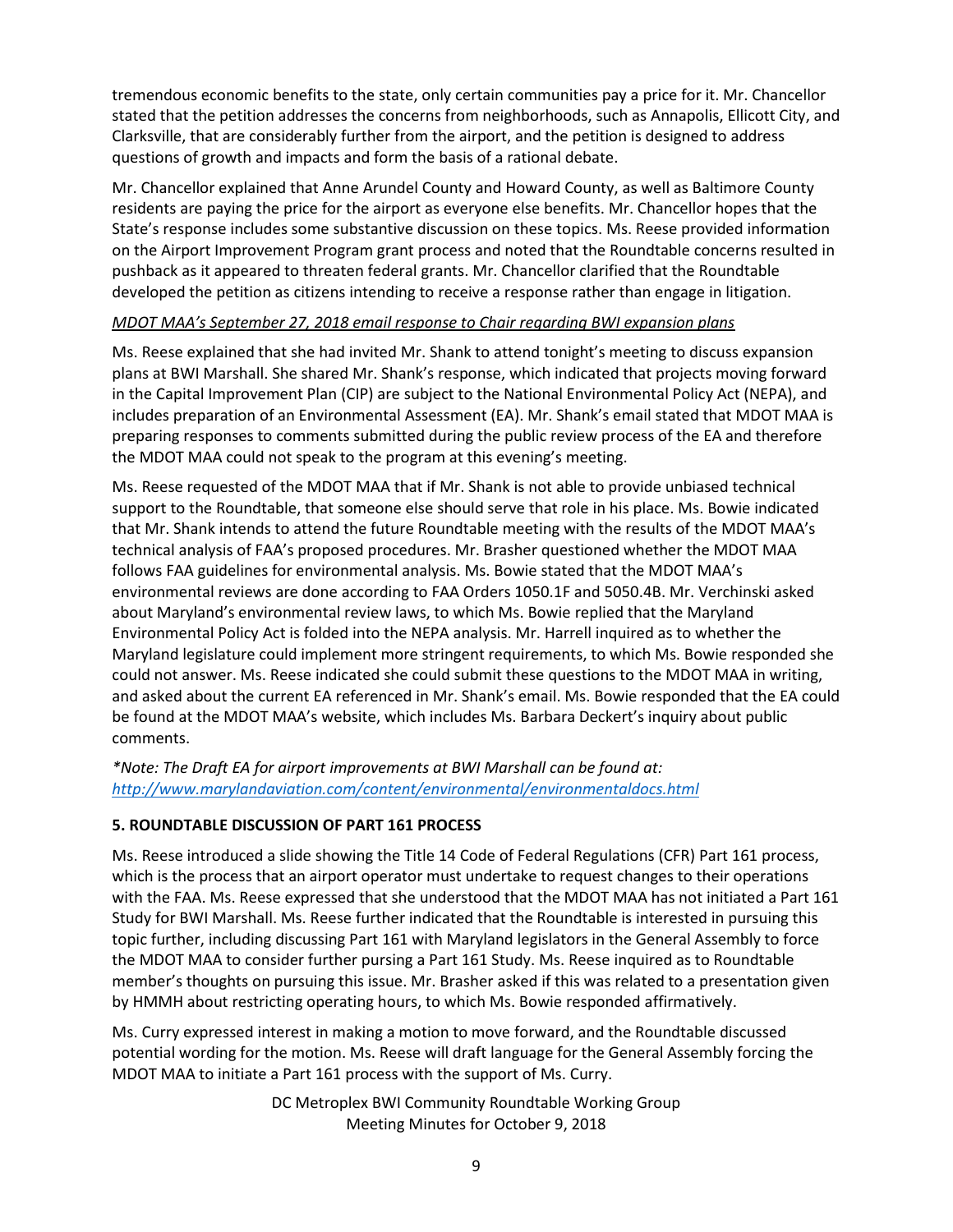tremendous economic benefits to the state, only certain communities pay a price for it. Mr. Chancellor stated that the petition addresses the concerns from neighborhoods, such as Annapolis, Ellicott City, and Clarksville, that are considerably further from the airport, and the petition is designed to address questions of growth and impacts and form the basis of a rational debate.

Mr. Chancellor explained that Anne Arundel County and Howard County, as well as Baltimore County residents are paying the price for the airport as everyone else benefits. Mr. Chancellor hopes that the State's response includes some substantive discussion on these topics. Ms. Reese provided information on the Airport Improvement Program grant process and noted that the Roundtable concerns resulted in pushback as it appeared to threaten federal grants. Mr. Chancellor clarified that the Roundtable developed the petition as citizens intending to receive a response rather than engage in litigation.

*MDOT MAA's September 27, 2018 email response to Chair regarding BWI expansion plans*

Ms. Reese explained that she had invited Mr. Shank to attend tonight's meeting to discuss expansion plans at BWI Marshall. She shared Mr. Shank's response, which indicated that projects moving forward in the Capital Improvement Plan (CIP) are subject to the National Environmental Policy Act (NEPA), and includes preparation of an Environmental Assessment (EA). Mr. Shank's email stated that MDOT MAA is preparing responses to comments submitted during the public review process of the EA and therefore the MDOT MAA could not speak to the program at this evening's meeting.

Ms. Reese requested of the MDOT MAA that if Mr. Shank is not able to provide unbiased technical support to the Roundtable, that someone else should serve that role in his place. Ms. Bowie indicated that Mr. Shank intends to attend the future Roundtable meeting with the results of the MDOT MAA's technical analysis of FAA's proposed procedures. Mr. Brasher questioned whether the MDOT MAA follows FAA guidelines for environmental analysis. Ms. Bowie stated that the MDOT MAA's environmental reviews are done according to FAA Orders 1050.1F and 5050.4B. Mr. Verchinski asked about Maryland's environmental review laws, to which Ms. Bowie replied that the Maryland Environmental Policy Act is folded into the NEPA analysis. Mr. Harrell inquired as to whether the Maryland legislature could implement more stringent requirements, to which Ms. Bowie responded she could not answer. Ms. Reese indicated she could submit these questions to the MDOT MAA in writing, and asked about the current EA referenced in Mr. Shank's email. Ms. Bowie responded that the EA could be found at the MDOT MAA's website, which includes Ms. Barbara Deckert's inquiry about public comments.

*\*Note: The Draft EA for airport improvements at BWI Marshall can be found at: [http://www.marylandaviation.com/content/environmental/environmentaldocs.html](http://www.marylandaviation.com/content/environmental/environmentaldocs.html)*

**5. ROUNDTABLE DISCUSSION OF PART 161 PROCESS**

Ms. Reese introduced a slide showing the Title 14 Code of Federal Regulations (CFR) Part 161 process, which is the process that an airport operator must undertake to request changes to their operations with the FAA. Ms. Reese expressed that she understood that the MDOT MAA has not initiated a Part 161 Study for BWI Marshall. Ms. Reese further indicated that the Roundtable is interested in pursuing this topic further, including discussing Part 161 with Maryland legislators in the General Assembly to force the MDOT MAA to consider further pursing a Part 161 Study. Ms. Reese inquired as to Roundtable member's thoughts on pursuing this issue. Mr. Brasher asked if this was related to a presentation given by HMMH about restricting operating hours, to which Ms. Bowie responded affirmatively.

Ms. Curry expressed interest in making a motion to move forward, and the Roundtable discussed potential wording for the motion. Ms. Reese will draft language for the General Assembly forcing the MDOT MAA to initiate a Part 161 process with the support of Ms. Curry.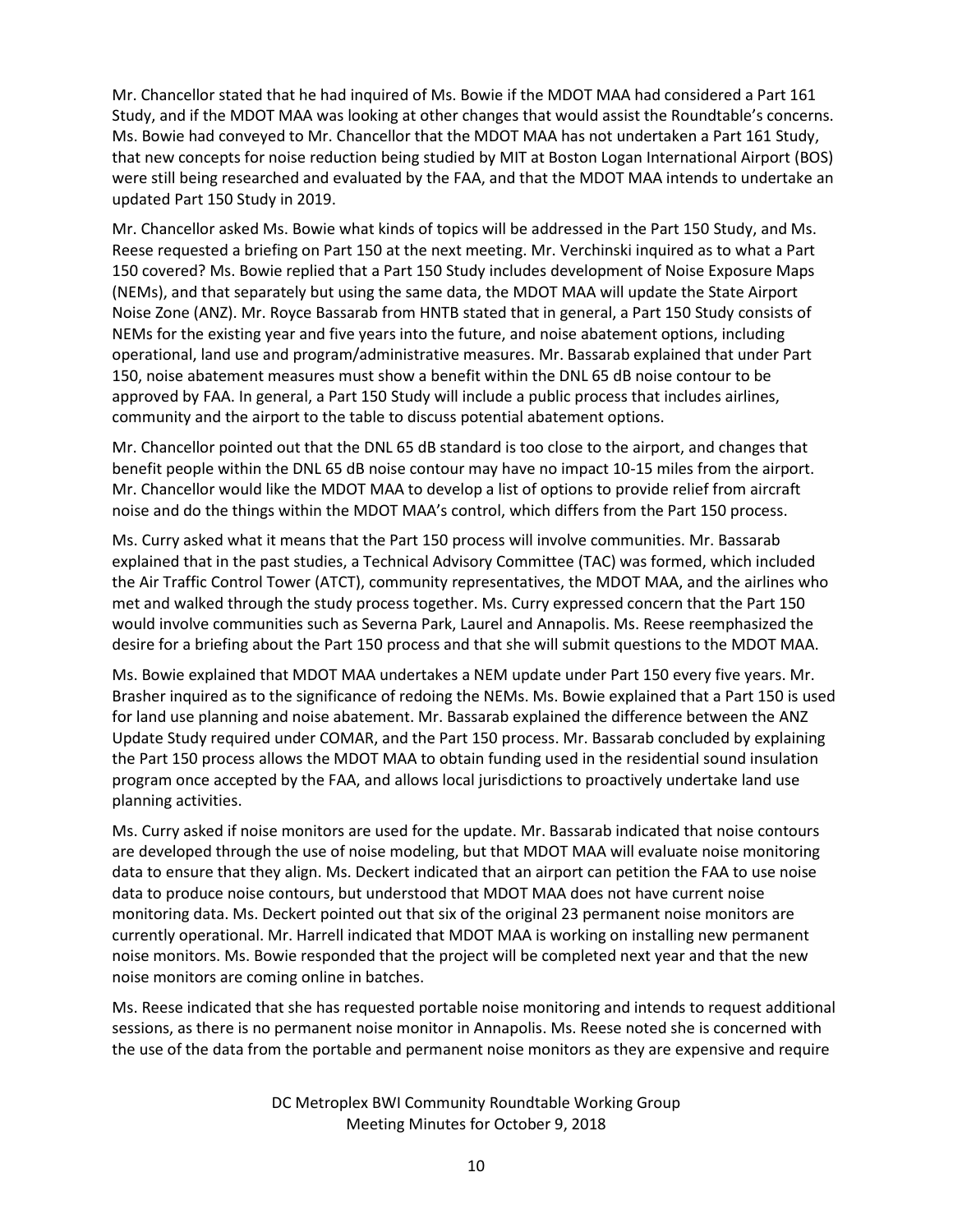Mr. Chancellor stated that he had inquired of Ms. Bowie if the MDOT MAA had considered a Part 161 Study, and if the MDOT MAA was looking at other changes that would assist the Roundtable's concerns. Ms. Bowie had conveyed to Mr. Chancellor that the MDOT MAA has not undertaken a Part 161 Study, that new concepts for noise reduction being studied by MIT at Boston Logan International Airport (BOS) were still being researched and evaluated by the FAA, and that the MDOT MAA intends to undertake an updated Part 150 Study in 2019.

Mr. Chancellor asked Ms. Bowie what kinds of topics will be addressed in the Part 150 Study, and Ms. Reese requested a briefing on Part 150 at the next meeting. Mr. Verchinski inquired as to what a Part 150 covered? Ms. Bowie replied that a Part 150 Study includes development of Noise Exposure Maps (NEMs), and that separately but using the same data, the MDOT MAA will update the State Airport Noise Zone (ANZ). Mr. Royce Bassarab from HNTB stated that in general, a Part 150 Study consists of NEMs for the existing year and five years into the future, and noise abatement options, including operational, land use and program/administrative measures. Mr. Bassarab explained that under Part 150, noise abatement measures must show a benefit within the DNL 65 dB noise contour to be approved by FAA. In general, a Part 150 Study will include a public process that includes airlines, community and the airport to the table to discuss potential abatement options.

Mr. Chancellor pointed out that the DNL 65 dB standard is too close to the airport, and changes that benefit people within the DNL 65 dB noise contour may have no impact 10-15 miles from the airport. Mr. Chancellor would like the MDOT MAA to develop a list of options to provide relief from aircraft noise and do the things within the MDOT MAA's control, which differs from the Part 150 process.

Ms. Curry asked what it means that the Part 150 process will involve communities. Mr. Bassarab explained that in the past studies, a Technical Advisory Committee (TAC) was formed, which included the Air Traffic Control Tower (ATCT), community representatives, the MDOT MAA, and the airlines who met and walked through the study process together. Ms. Curry expressed concern that the Part 150 would involve communities such as Severna Park, Laurel and Annapolis. Ms. Reese reemphasized the desire for a briefing about the Part 150 process and that she will submit questions to the MDOT MAA.

Ms. Bowie explained that MDOT MAA undertakes a NEM update under Part 150 every five years. Mr. Brasher inquired as to the significance of redoing the NEMs. Ms. Bowie explained that a Part 150 is used for land use planning and noise abatement. Mr. Bassarab explained the difference between the ANZ Update Study required under COMAR, and the Part 150 process. Mr. Bassarab concluded by explaining the Part 150 process allows the MDOT MAA to obtain funding used in the residential sound insulation program once accepted by the FAA, and allows local jurisdictions to proactively undertake land use planning activities.

Ms. Curry asked if noise monitors are used for the update. Mr. Bassarab indicated that noise contours are developed through the use of noise modeling, but that MDOT MAA will evaluate noise monitoring data to ensure that they align. Ms. Deckert indicated that an airport can petition the FAA to use noise data to produce noise contours, but understood that MDOT MAA does not have current noise monitoring data. Ms. Deckert pointed out that six of the original 23 permanent noise monitors are currently operational. Mr. Harrell indicated that MDOT MAA is working on installing new permanent noise monitors. Ms. Bowie responded that the project will be completed next year and that the new noise monitors are coming online in batches.

Ms. Reese indicated that she has requested portable noise monitoring and intends to request additional sessions, as there is no permanent noise monitor in Annapolis. Ms. Reese noted she is concerned with the use of the data from the portable and permanent noise monitors as they are expensive and require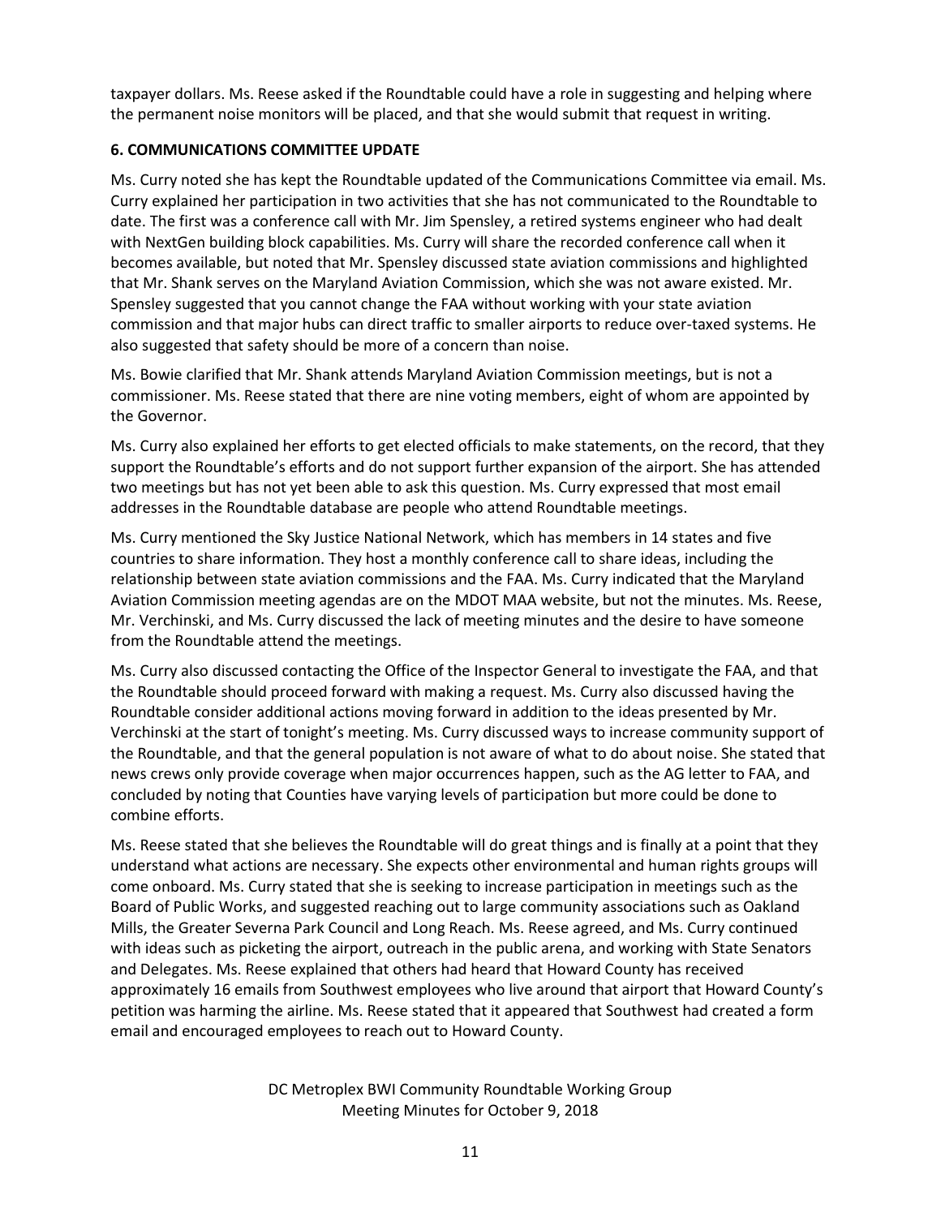taxpayer dollars. Ms. Reese asked if the Roundtable could have a role in suggesting and helping where the permanent noise monitors will be placed, and that she would submit that request in writing.

### 6. COMMUNICATIONS COMMITTEE UPDATE

Ms. Curry noted she has kept the Roundtable updated of the Communications Committee via email. Ms. Curry explained her participation in two activities that she has not communicated to the Roundtable to date. The first was a conference call with Mr. Jim Spensley, a retired systems engineer who had dealt with NextGen building block capabilities. Ms. Curry will share the recorded conference call when it becomes available, but noted that Mr. Spensley discussed state aviation commissions and highlighted that Mr. Shank serves on the Maryland Aviation Commission, which she was not aware existed. Mr. Spensley suggested that you cannot change the FAA without working with your state aviation commission and that major hubs can direct traffic to smaller airports to reduce over-taxed systems. He also suggested that safety should be more of a concern than noise.

Ms. Bowie clarified that Mr. Shank attends Maryland Aviation Commission meetings, but is not a commissioner. Ms. Reese stated that there are nine voting members, eight of whom are appointed by the Governor.

Ms. Curry also explained her efforts to get elected officials to make statements, on the record, that they support the Roundtable's efforts and do not support further expansion of the airport. She has attended two meetings but has not yet been able to ask this question. Ms. Curry expressed that most email addresses in the Roundtable database are people who attend Roundtable meetings.

Ms. Curry mentioned the Sky Justice National Network, which has members in 14 states and five countries to share information. They host a monthly conference call to share ideas, including the relationship between state aviation commissions and the FAA. Ms. Curry indicated that the Maryland Aviation Commission meeting agendas are on the MDOT MAA website, but not the minutes. Ms. Reese, Mr. Verchinski, and Ms. Curry discussed the lack of meeting minutes and the desire to have someone from the Roundtable attend the meetings.

Ms. Curry also discussed contacting the Office of the Inspector General to investigate the FAA, and that the Roundtable should proceed forward with making a request. Ms. Curry also discussed having the Roundtable consider additional actions moving forward in addition to the ideas presented by Mr. Verchinski at the start of tonight's meeting. Ms. Curry discussed ways to increase community support of the Roundtable, and that the general population is not aware of what to do about noise. She stated that news crews only provide coverage when major occurrences happen, such as the AG letter to FAA, and concluded by noting that Counties have varying levels of participation but more could be done to combine efforts.

Ms. Reese stated that she believes the Roundtable will do great things and is finally at a point that they understand what actions are necessary. She expects other environmental and human rights groups will come onboard. Ms. Curry stated that she is seeking to increase participation in meetings such as the Board of Public Works, and suggested reaching out to large community associations such as Oakland Mills, the Greater Severna Park Council and Long Reach. Ms. Reese agreed, and Ms. Curry continued with ideas such as picketing the airport, outreach in the public arena, and working with State Senators and Delegates. Ms. Reese explained that others had heard that Howard County has received approximately 16 emails from Southwest employees who live around that airport that Howard County's petition was harming the airline. Ms. Reese stated that it appeared that Southwest had created a form email and encouraged employees to reach out to Howard County.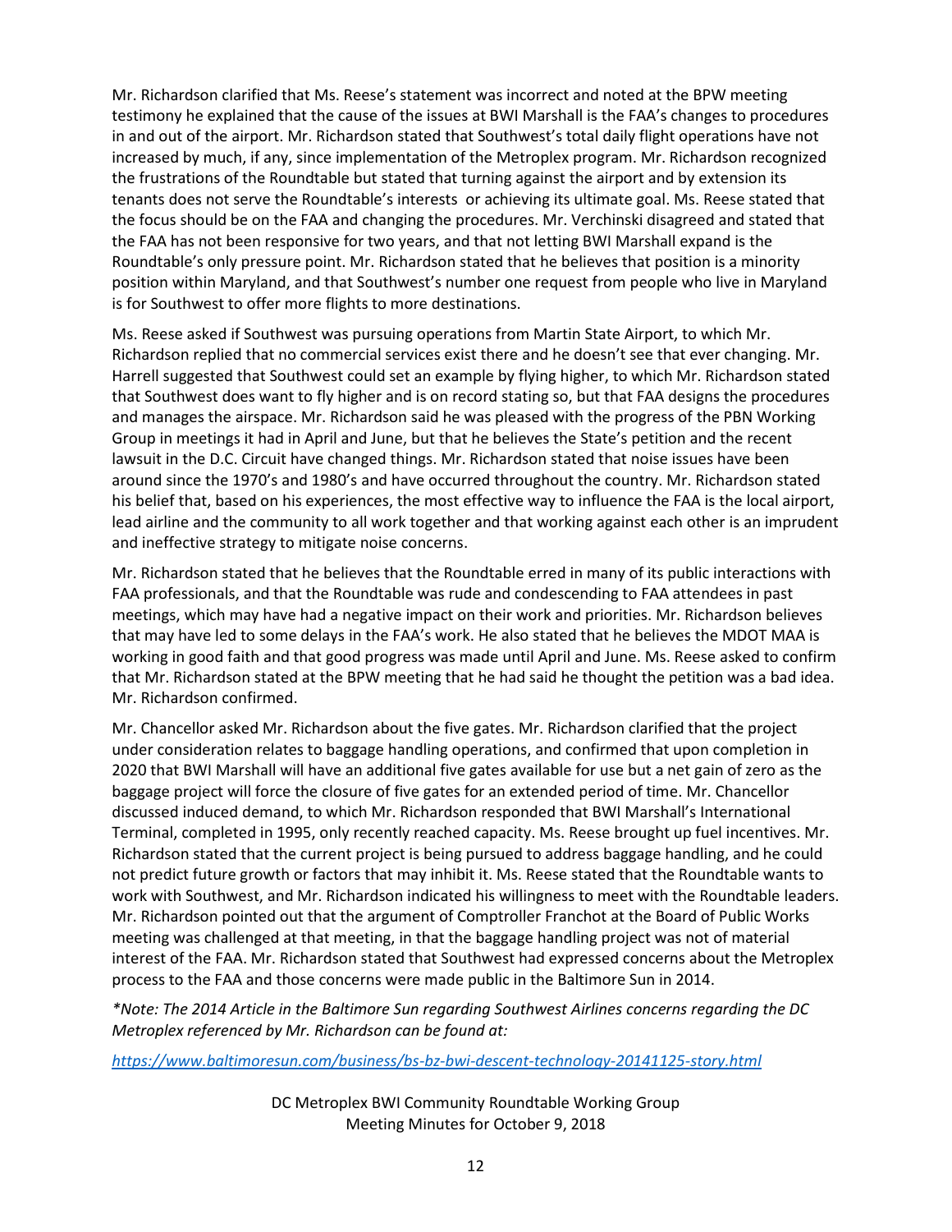Mr. Richardson clarified that Ms. Reese's statement was incorrect and noted at the BPW meeting testimony he explained that the cause of the issues at BWI Marshall is the FAA's changes to procedures in and out of the airport. Mr. Richardson stated that Southwest's total daily flight operations have not increased by much, if any, since implementation of the Metroplex program. Mr. Richardson recognized the frustrations of the Roundtable but stated that turning against the airport and by extension its tenants does not serve the Roundtable's interests or achieving its ultimate goal. Ms. Reese stated that the focus should be on the FAA and changing the procedures. Mr. Verchinski disagreed and stated that the FAA has not been responsive for two years, and that not letting BWI Marshall expand is the Roundtable's only pressure point. Mr. Richardson stated that he believes that position is a minority position within Maryland, and that Southwest's number one request from people who live in Maryland is for Southwest to offer more flights to more destinations.

Ms. Reese asked if Southwest was pursuing operations from Martin State Airport, to which Mr. Richardson replied that no commercial services exist there and he doesn't see that ever changing. Mr. Harrell suggested that Southwest could set an example by flying higher, to which Mr. Richardson stated that Southwest does want to fly higher and is on record stating so, but that FAA designs the procedures and manages the airspace. Mr. Richardson said he was pleased with the progress of the PBN Working Group in meetings it had in April and June, but that he believes the State's petition and the recent lawsuit in the D.C. Circuit have changed things. Mr. Richardson stated that noise issues have been around since the 1970's and 1980's and have occurred throughout the country. Mr. Richardson stated his belief that, based on his experiences, the most effective way to influence the FAA is the local airport, lead airline and the community to all work together and that working against each other is an imprudent and ineffective strategy to mitigate noise concerns.

Mr. Richardson stated that he believes that the Roundtable erred in many of its public interactions with FAA professionals, and that the Roundtable was rude and condescending to FAA attendees in past meetings, which may have had a negative impact on their work and priorities. Mr. Richardson believes that may have led to some delays in the FAA's work. He also stated that he believes the MDOT MAA is working in good faith and that good progress was made until April and June. Ms. Reese asked to confirm that Mr. Richardson stated at the BPW meeting that he had said he thought the petition was a bad idea. Mr. Richardson confirmed.

Mr. Chancellor asked Mr. Richardson about the five gates. Mr. Richardson clarified that the project under consideration relates to baggage handling operations, and confirmed that upon completion in 2020 that BWI Marshall will have an additional five gates available for use but a net gain of zero as the baggage project will force the closure of five gates for an extended period of time. Mr. Chancellor discussed induced demand, to which Mr. Richardson responded that BWI Marshall's International Terminal, completed in 1995, only recently reached capacity. Ms. Reese brought up fuel incentives. Mr. Richardson stated that the current project is being pursued to address baggage handling, and he could not predict future growth or factors that may inhibit it. Ms. Reese stated that the Roundtable wants to work with Southwest, and Mr. Richardson indicated his willingness to meet with the Roundtable leaders. Mr. Richardson pointed out that the argument of Comptroller Franchot at the Board of Public Works meeting was challenged at that meeting, in that the baggage handling project was not of material interest of the FAA. Mr. Richardson stated that Southwest had expressed concerns about the Metroplex process to the FAA and those concerns were made public in the Baltimore Sun in 2014.

*\*Note: The 2014 Article in the Baltimore Sun regarding Southwest Airlines concerns regarding the DC Metroplex referenced by Mr. Richardson can be found at:*

*https://www.baltimoresun.com/business/bs-bz-bwi-descent-technology-20141125-story.html*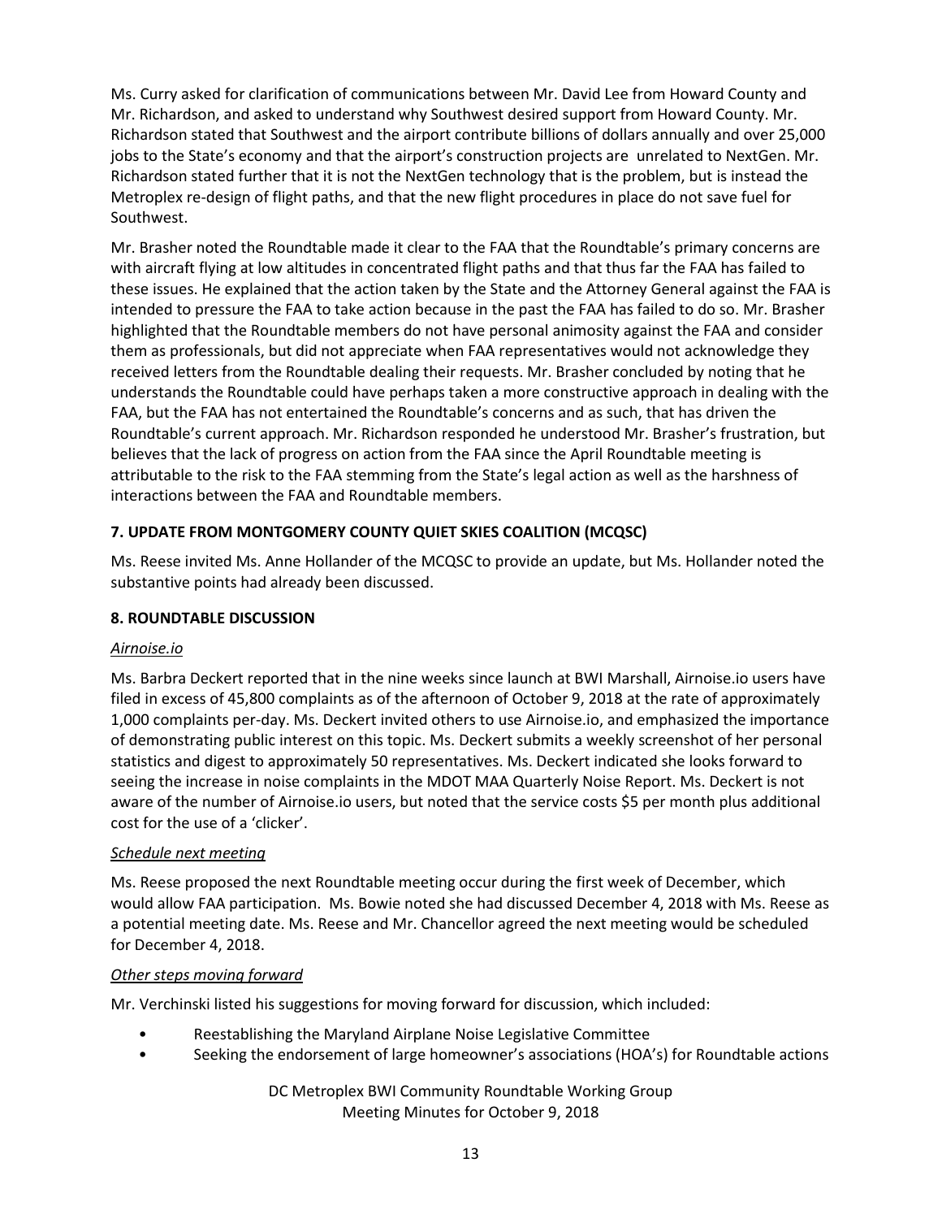Ms. Curry asked for clarification of communications between Mr. David Lee from Howard County and Mr. Richardson, and asked to understand why Southwest desired support from Howard County. Mr. Richardson stated that Southwest and the airport contribute billions of dollars annually and over 25,000 jobs to the State's economy and that the airport's construction projects are unrelated to NextGen. Mr. Richardson stated further that it is not the NextGen technology that is the problem, but is instead the Metroplex re-design of flight paths, and that the new flight procedures in place do not save fuel for Southwest.

Mr. Brasher noted the Roundtable made it clear to the FAA that the Roundtable's primary concerns are with aircraft flying at low altitudes in concentrated flight paths and that thus far the FAA has failed to these issues. He explained that the action taken by the State and the Attorney General against the FAA is intended to pressure the FAA to take action because in the past the FAA has failed to do so. Mr. Brasher highlighted that the Roundtable members do not have personal animosity against the FAA and consider them as professionals, but did not appreciate when FAA representatives would not acknowledge they received letters from the Roundtable dealing their requests. Mr. Brasher concluded by noting that he understands the Roundtable could have perhaps taken a more constructive approach in dealing with the FAA, but the FAA has not entertained the Roundtable's concerns and as such, that has driven the Roundtable's current approach. Mr. Richardson responded he understood Mr. Brasher's frustration, but believes that the lack of progress on action from the FAA since the April Roundtable meeting is attributable to the risk to the FAA stemming from the State's legal action as well as the harshness of interactions between the FAA and Roundtable members.

**7. UPDATE FROM MONTGOMERY COUNTY QUIET SKIES COALITION (MCQSC)**

Ms. Reese invited Ms. Anne Hollander of the MCQSC to provide an update, but Ms. Hollander noted the substantive points had already been discussed.

**8. ROUNDTABLE DISCUSSION**

*Airnoise.io*

Ms. Barbra Deckert reported that in the nine weeks since launch at BWI Marshall, Airnoise.io users have filed in excess of 45,800 complaints as of the afternoon of October 9, 2018 at the rate of approximately 1,000 complaints per-day. Ms. Deckert invited others to use Airnoise.io, and emphasized the importance of demonstrating public interest on this topic. Ms. Deckert submits a weekly screenshot of her personal statistics and digest to approximately 50 representatives. Ms. Deckert indicated she looks forward to seeing the increase in noise complaints in the MDOT MAA Quarterly Noise Report. Ms. Deckert is not aware of the number of Airnoise.io users, but noted that the service costs $5 per month plus additional cost for the use of a 'clicker'.

*Schedule next meeting*

Ms. Reese proposed the next Roundtable meeting occur during the first week of December, which would allow FAA participation. Ms. Bowie noted she had discussed December 4, 2018 with Ms. Reese as a potential meeting date. Ms. Reese and Mr. Chancellor agreed the next meeting would be scheduled for December 4, 2018.

*Other steps moving forward*

Mr. Verchinski listed his suggestions for moving forward for discussion, which included:

- Reestablishing the Maryland Airplane Noise Legislative Committee
- Seeking the endorsement of large homeowner's associations (HOA's) for Roundtable actions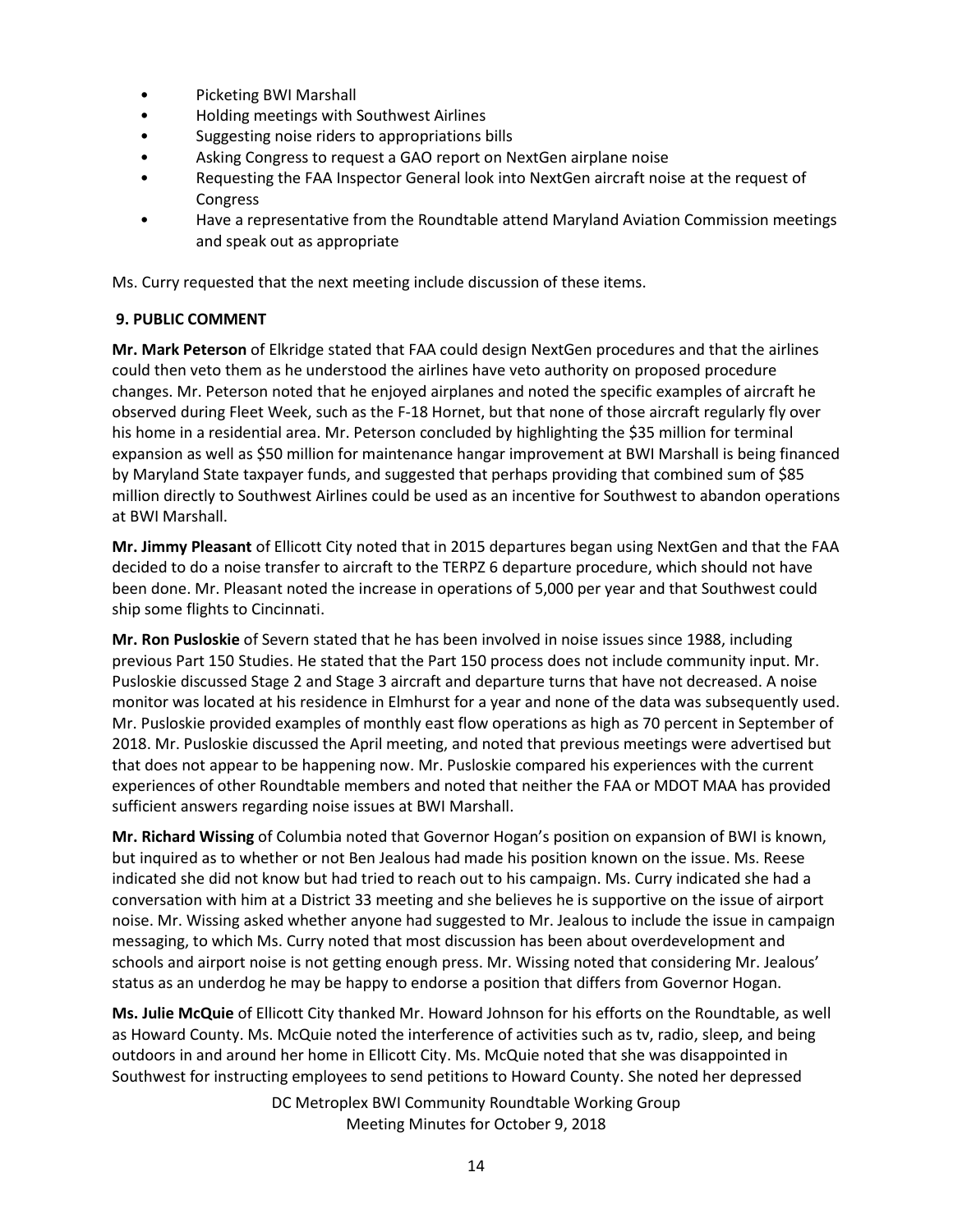- Picketing BWI Marshall
- Holding meetings with Southwest Airlines
- Suggesting noise riders to appropriations bills
- Asking Congress to request a GAO report on NextGen airplane noise
- Requesting the FAA Inspector General look into NextGen aircraft noise at the request of Congress
- Have a representative from the Roundtable attend Maryland Aviation Commission meetings and speak out as appropriate

Ms. Curry requested that the next meeting include discussion of these items.

**9. PUBLIC COMMENT**

**Mr. Mark Peterson** of Elkridge stated that FAA could design NextGen procedures and that the airlines could then veto them as he understood the airlines have veto authority on proposed procedure changes. Mr. Peterson noted that he enjoyed airplanes and noted the specific examples of aircraft he observed during Fleet Week, such as the F-18 Hornet, but that none of those aircraft regularly fly over his home in a residential area. Mr. Peterson concluded by highlighting the $35 million for terminal expansion as well as $50 million for maintenance hangar improvement at BWI Marshall is being financed by Maryland State taxpayer funds, and suggested that perhaps providing that combined sum of $85 million directly to Southwest Airlines could be used as an incentive for Southwest to abandon operations at BWI Marshall.

**Mr. Jimmy Pleasant** of Ellicott City noted that in 2015 departures began using NextGen and that the FAA decided to do a noise transfer to aircraft to the TERPZ 6 departure procedure, which should not have been done. Mr. Pleasant noted the increase in operations of 5,000 per year and that Southwest could ship some flights to Cincinnati.

**Mr. Ron Pusloskie** of Severn stated that he has been involved in noise issues since 1988, including previous Part 150 Studies. He stated that the Part 150 process does not include community input. Mr. Pusloskie discussed Stage 2 and Stage 3 aircraft and departure turns that have not decreased. A noise monitor was located at his residence in Elmhurst for a year and none of the data was subsequently used. Mr. Pusloskie provided examples of monthly east flow operations as high as 70 percent in September of 2018. Mr. Pusloskie discussed the April meeting, and noted that previous meetings were advertised but that does not appear to be happening now. Mr. Pusloskie compared his experiences with the current experiences of other Roundtable members and noted that neither the FAA or MDOT MAA has provided sufficient answers regarding noise issues at BWI Marshall.

**Mr. Richard Wissing** of Columbia noted that Governor Hogan's position on expansion of BWI is known, but inquired as to whether or not Ben Jealous had made his position known on the issue. Ms. Reese indicated she did not know but had tried to reach out to his campaign. Ms. Curry indicated she had a conversation with him at a District 33 meeting and she believes he is supportive on the issue of airport noise. Mr. Wissing asked whether anyone had suggested to Mr. Jealous to include the issue in campaign messaging, to which Ms. Curry noted that most discussion has been about overdevelopment and schools and airport noise is not getting enough press. Mr. Wissing noted that considering Mr. Jealous' status as an underdog he may be happy to endorse a position that differs from Governor Hogan.

**Ms. Julie McQuie** of Ellicott City thanked Mr. Howard Johnson for his efforts on the Roundtable, as well as Howard County. Ms. McQuie noted the interference of activities such as tv, radio, sleep, and being outdoors in and around her home in Ellicott City. Ms. McQuie noted that she was disappointed in Southwest for instructing employees to send petitions to Howard County. She noted her depressed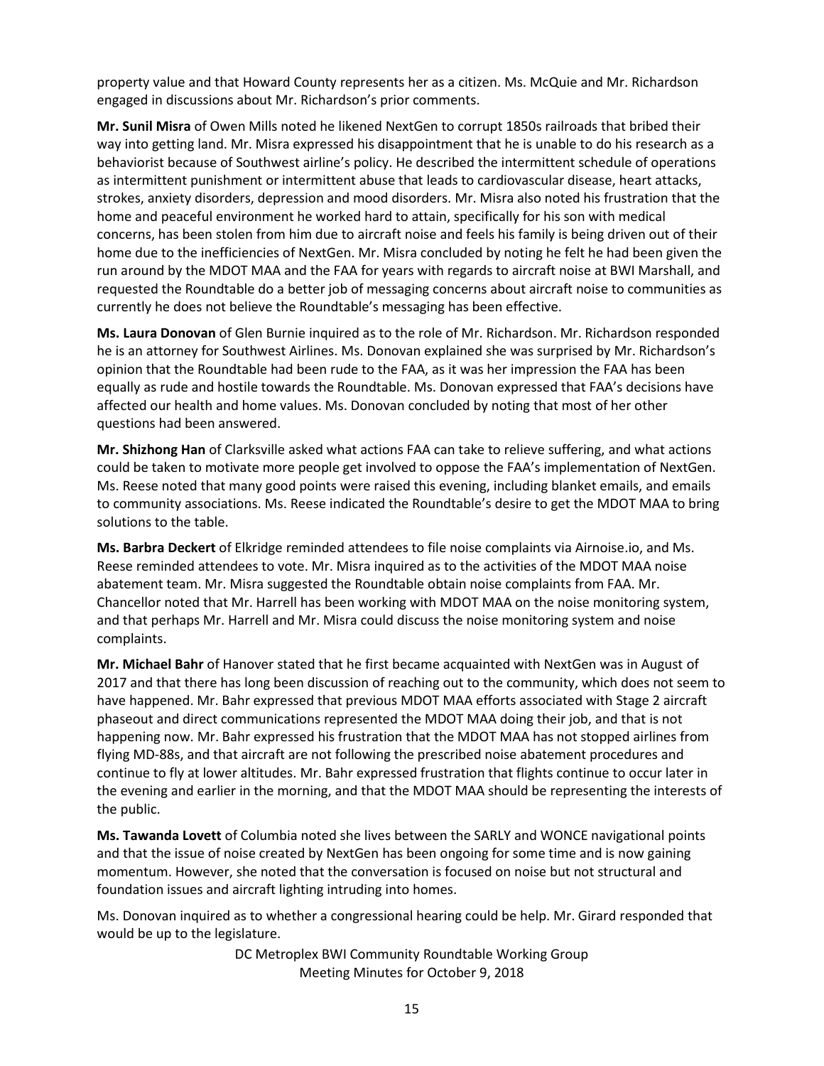property value and that Howard County represents her as a citizen. Ms. McQuie and Mr. Richardson engaged in discussions about Mr. Richardson's prior comments.

**Mr. Sunil Misra** of Owen Mills noted he likened NextGen to corrupt 1850s railroads that bribed their way into getting land. Mr. Misra expressed his disappointment that he is unable to do his research as a behaviorist because of Southwest airline's policy. He described the intermittent schedule of operations as intermittent punishment or intermittent abuse that leads to cardiovascular disease, heart attacks, strokes, anxiety disorders, depression and mood disorders. Mr. Misra also noted his frustration that the home and peaceful environment he worked hard to attain, specifically for his son with medical concerns, has been stolen from him due to aircraft noise and feels his family is being driven out of their home due to the inefficiencies of NextGen. Mr. Misra concluded by noting he felt he had been given the run around by the MDOT MAA and the FAA for years with regards to aircraft noise at BWI Marshall, and requested the Roundtable do a better job of messaging concerns about aircraft noise to communities as currently he does not believe the Roundtable's messaging has been effective.

**Ms. Laura Donovan** of Glen Burnie inquired as to the role of Mr. Richardson. Mr. Richardson responded he is an attorney for Southwest Airlines. Ms. Donovan explained she was surprised by Mr. Richardson's opinion that the Roundtable had been rude to the FAA, as it was her impression the FAA has been equally as rude and hostile towards the Roundtable. Ms. Donovan expressed that FAA's decisions have affected our health and home values. Ms. Donovan concluded by noting that most of her other questions had been answered.

**Mr. Shizhong Han** of Clarksville asked what actions FAA can take to relieve suffering, and what actions could be taken to motivate more people get involved to oppose the FAA's implementation of NextGen. Ms. Reese noted that many good points were raised this evening, including blanket emails, and emails to community associations. Ms. Reese indicated the Roundtable's desire to get the MDOT MAA to bring solutions to the table.

**Ms. Barbra Deckert** of Elkridge reminded attendees to file noise complaints via Airnoise.io, and Ms. Reese reminded attendees to vote. Mr. Misra inquired as to the activities of the MDOT MAA noise abatement team. Mr. Misra suggested the Roundtable obtain noise complaints from FAA. Mr. Chancellor noted that Mr. Harrell has been working with MDOT MAA on the noise monitoring system, and that perhaps Mr. Harrell and Mr. Misra could discuss the noise monitoring system and noise complaints.

**Mr. Michael Bahr** of Hanover stated that he first became acquainted with NextGen was in August of 2017 and that there has long been discussion of reaching out to the community, which does not seem to have happened. Mr. Bahr expressed that previous MDOT MAA efforts associated with Stage 2 aircraft phaseout and direct communications represented the MDOT MAA doing their job, and that is not happening now. Mr. Bahr expressed his frustration that the MDOT MAA has not stopped airlines from flying MD-88s, and that aircraft are not following the prescribed noise abatement procedures and continue to fly at lower altitudes. Mr. Bahr expressed frustration that flights continue to occur later in the evening and earlier in the morning, and that the MDOT MAA should be representing the interests of the public.

**Ms. Tawanda Lovett** of Columbia noted she lives between the SARLY and WONCE navigational points and that the issue of noise created by NextGen has been ongoing for some time and is now gaining momentum. However, she noted that the conversation is focused on noise but not structural and foundation issues and aircraft lighting intruding into homes.

Ms. Donovan inquired as to whether a congressional hearing could be help. Mr. Girard responded that would be up to the legislature.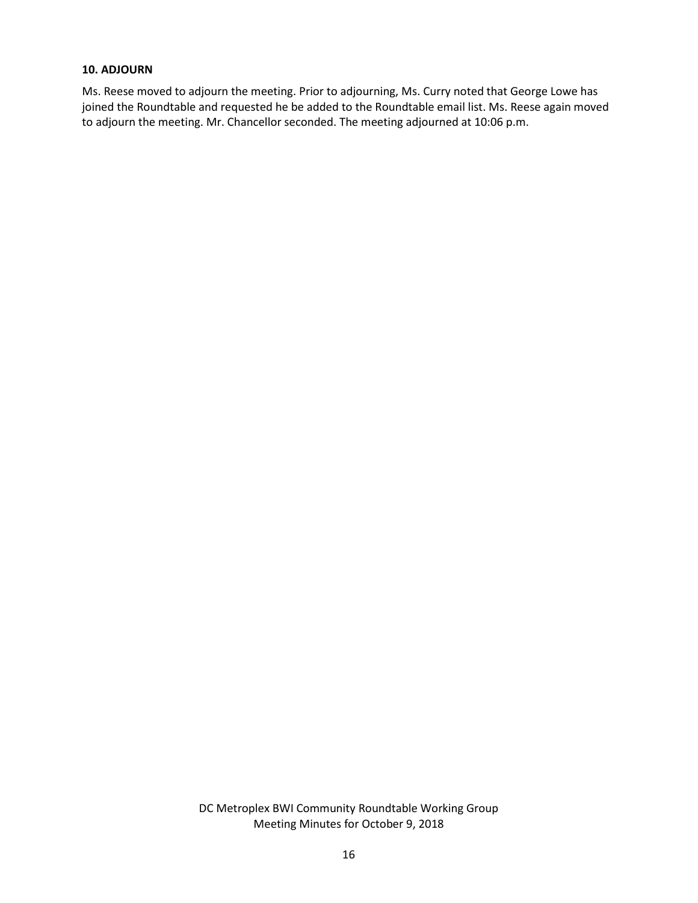**10. ADJOURN**

Ms. Reese moved to adjourn the meeting. Prior to adjourning, Ms. Curry noted that George Lowe has joined the Roundtable and requested he be added to the Roundtable email list. Ms. Reese again moved to adjourn the meeting. Mr. Chancellor seconded. The meeting adjourned at 10:06 p.m.